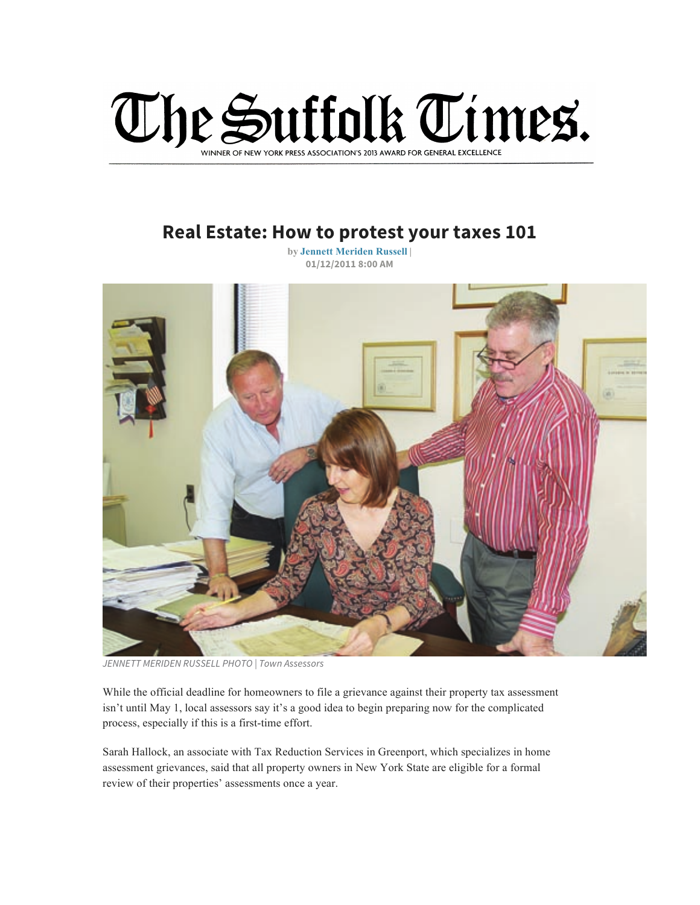# The Suffolk Times.

WINNER OF NEW YORK PRESS ASSOCIATION'S 2013 AWARD FOR GENERAL EXCELLENCE

## Real Estate: How to protest your taxes 101

by **Jennett Meriden Russell** |
01/12/2011 8:00 AM

*JENNETT MERIDEN RUSSELL PHOTO | Town Assessors*

While the official deadline for homeowners to file a grievance against their property tax assessment isn't until May 1, local assessors say it's a good idea to begin preparing now for the complicated process, especially if this is a first-time effort.

Sarah Hallock, an associate with Tax Reduction Services in Greenport, which specializes in home assessment grievances, said that all property owners in New York State are eligible for a formal review of their properties' assessments once a year.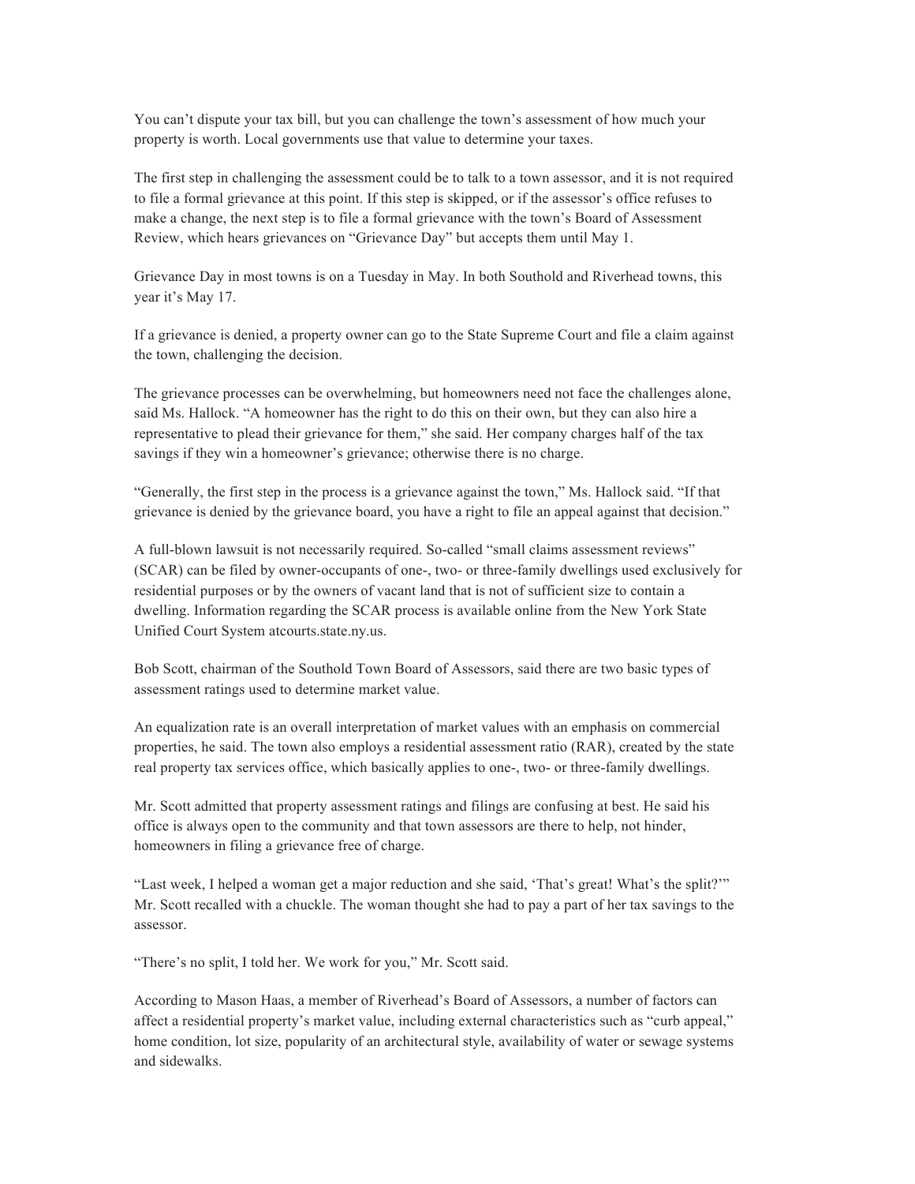You can't dispute your tax bill, but you can challenge the town's assessment of how much your property is worth. Local governments use that value to determine your taxes.

The first step in challenging the assessment could be to talk to a town assessor, and it is not required to file a formal grievance at this point. If this step is skipped, or if the assessor's office refuses to make a change, the next step is to file a formal grievance with the town's Board of Assessment Review, which hears grievances on "Grievance Day" but accepts them until May 1.

Grievance Day in most towns is on a Tuesday in May. In both Southold and Riverhead towns, this year it's May 17.

If a grievance is denied, a property owner can go to the State Supreme Court and file a claim against the town, challenging the decision.

The grievance processes can be overwhelming, but homeowners need not face the challenges alone, said Ms. Hallock. "A homeowner has the right to do this on their own, but they can also hire a representative to plead their grievance for them," she said. Her company charges half of the tax savings if they win a homeowner's grievance; otherwise there is no charge.

"Generally, the first step in the process is a grievance against the town," Ms. Hallock said. "If that grievance is denied by the grievance board, you have a right to file an appeal against that decision."

A full-blown lawsuit is not necessarily required. So-called "small claims assessment reviews" (SCAR) can be filed by owner-occupants of one-, two- or three-family dwellings used exclusively for residential purposes or by the owners of vacant land that is not of sufficient size to contain a dwelling. Information regarding the SCAR process is available online from the New York State Unified Court System atcourts.state.ny.us.

Bob Scott, chairman of the Southold Town Board of Assessors, said there are two basic types of assessment ratings used to determine market value.

An equalization rate is an overall interpretation of market values with an emphasis on commercial properties, he said. The town also employs a residential assessment ratio (RAR), created by the state real property tax services office, which basically applies to one-, two- or three-family dwellings.

Mr. Scott admitted that property assessment ratings and filings are confusing at best. He said his office is always open to the community and that town assessors are there to help, not hinder, homeowners in filing a grievance free of charge.

"Last week, I helped a woman get a major reduction and she said, 'That's great! What's the split?'" Mr. Scott recalled with a chuckle. The woman thought she had to pay a part of her tax savings to the assessor.

"There's no split, I told her. We work for you," Mr. Scott said.

According to Mason Haas, a member of Riverhead's Board of Assessors, a number of factors can affect a residential property's market value, including external characteristics such as "curb appeal," home condition, lot size, popularity of an architectural style, availability of water or sewage systems and sidewalks.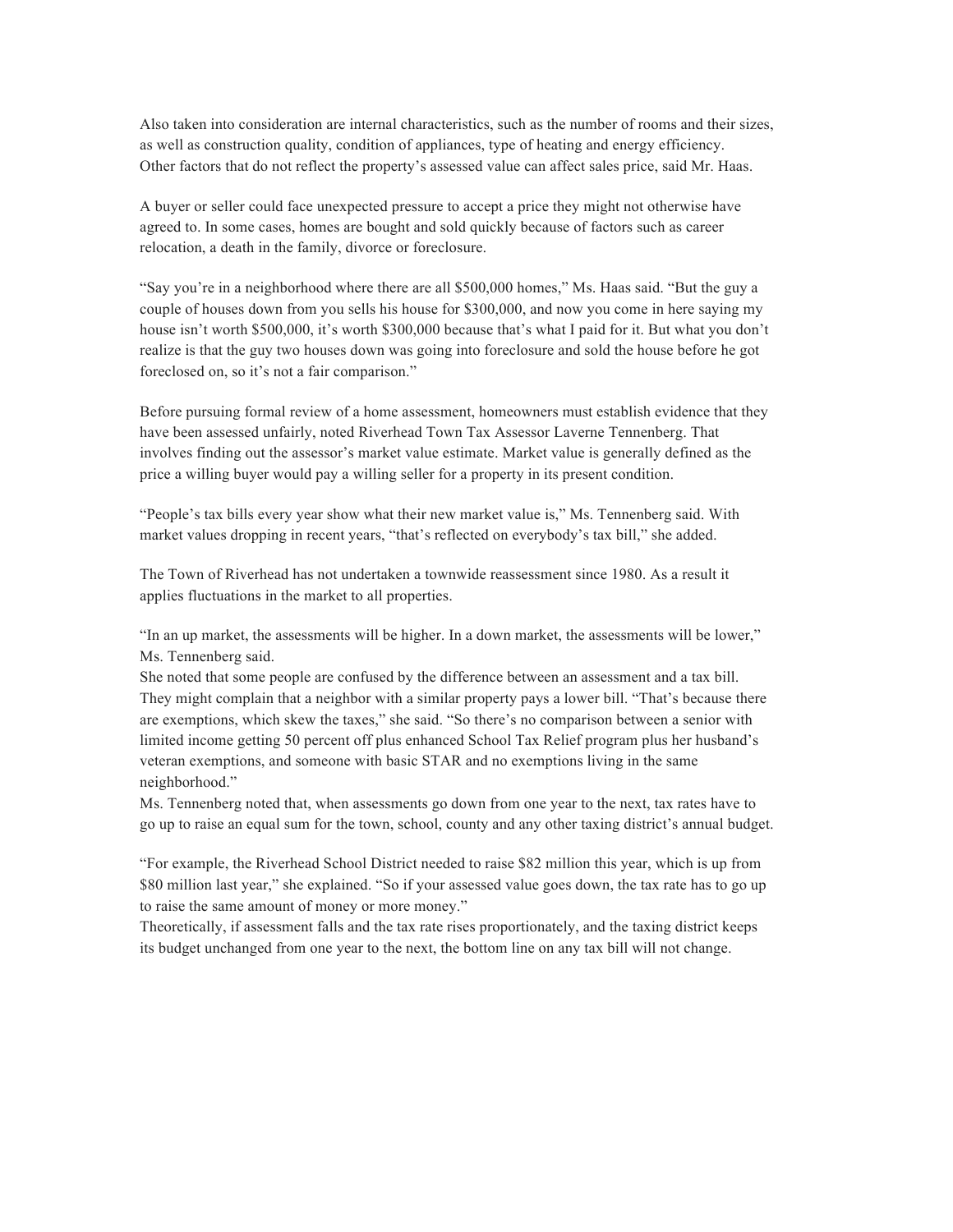Also taken into consideration are internal characteristics, such as the number of rooms and their sizes, as well as construction quality, condition of appliances, type of heating and energy efficiency. Other factors that do not reflect the property's assessed value can affect sales price, said Mr. Haas.

A buyer or seller could face unexpected pressure to accept a price they might not otherwise have agreed to. In some cases, homes are bought and sold quickly because of factors such as career relocation, a death in the family, divorce or foreclosure.

"Say you're in a neighborhood where there are all $500,000 homes," Ms. Haas said. "But the guy a couple of houses down from you sells his house for $300,000, and now you come in here saying my house isn't worth $500,000, it's worth $300,000 because that's what I paid for it. But what you don't realize is that the guy two houses down was going into foreclosure and sold the house before he got foreclosed on, so it's not a fair comparison."

Before pursuing formal review of a home assessment, homeowners must establish evidence that they have been assessed unfairly, noted Riverhead Town Tax Assessor Laverne Tennenberg. That involves finding out the assessor's market value estimate. Market value is generally defined as the price a willing buyer would pay a willing seller for a property in its present condition.

"People's tax bills every year show what their new market value is," Ms. Tennenberg said. With market values dropping in recent years, "that's reflected on everybody's tax bill," she added.

The Town of Riverhead has not undertaken a townwide reassessment since 1980. As a result it applies fluctuations in the market to all properties.

"In an up market, the assessments will be higher. In a down market, the assessments will be lower," Ms. Tennenberg said.

She noted that some people are confused by the difference between an assessment and a tax bill. They might complain that a neighbor with a similar property pays a lower bill. "That's because there are exemptions, which skew the taxes," she said. "So there's no comparison between a senior with limited income getting 50 percent off plus enhanced School Tax Relief program plus her husband's veteran exemptions, and someone with basic STAR and no exemptions living in the same neighborhood."

Ms. Tennenberg noted that, when assessments go down from one year to the next, tax rates have to go up to raise an equal sum for the town, school, county and any other taxing district's annual budget.

"For example, the Riverhead School District needed to raise $82 million this year, which is up from $80 million last year," she explained. "So if your assessed value goes down, the tax rate has to go up to raise the same amount of money or more money."

Theoretically, if assessment falls and the tax rate rises proportionately, and the taxing district keeps its budget unchanged from one year to the next, the bottom line on any tax bill will not change.